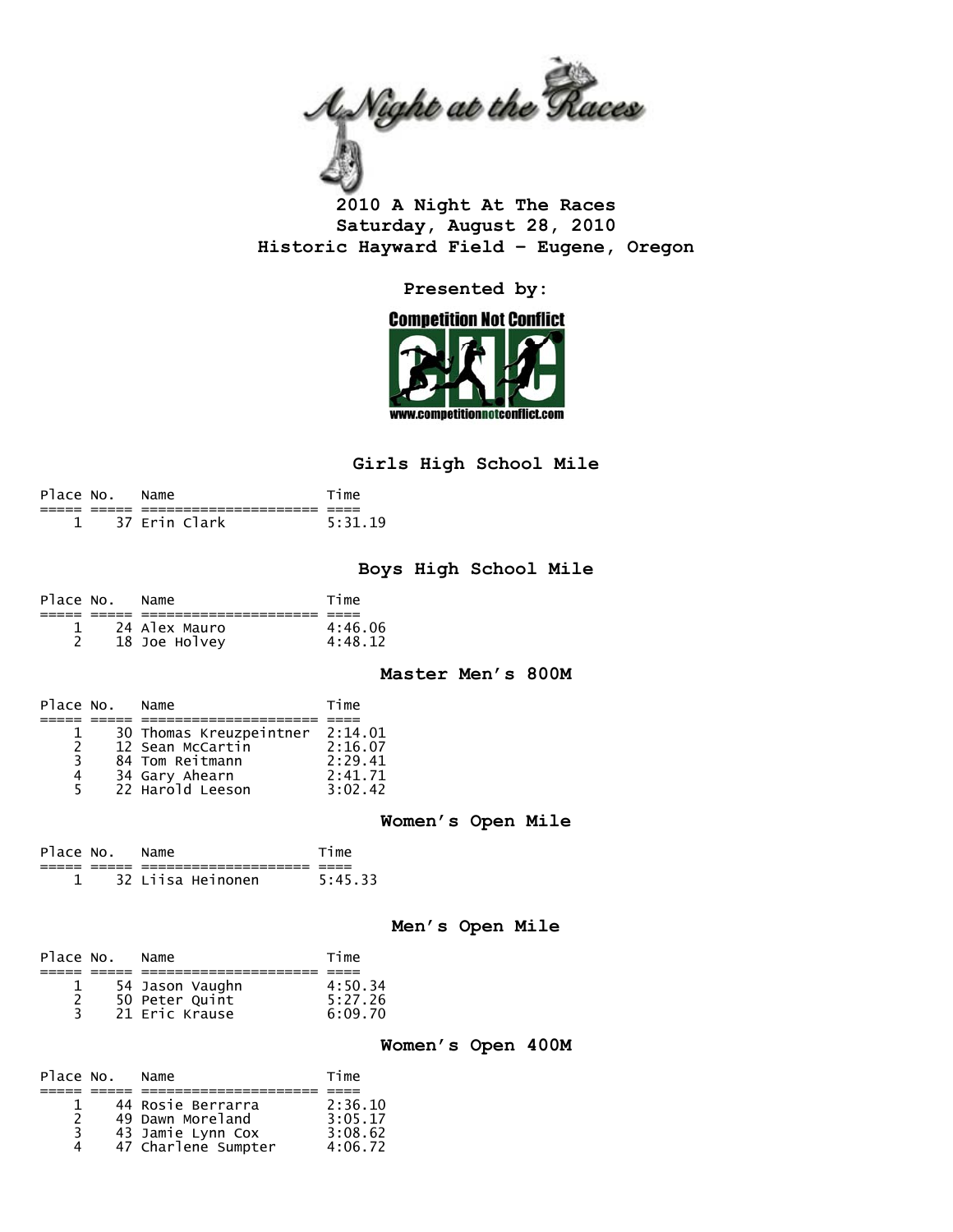# 2010 A Night At The Races

**Saturday, August 28, 2010**

**Historic Hayward Field - Eugene, Oregon**

**Presented by:**

Competition Not Conflict

www.competitionnotconflict.com

## Girls High School Mile

| Place | No. | Name | Time |
|---|---|---|---|
| 1 | 37 | Erin Clark | 5:31.19 |

## Boys High School Mile

| Place | No. | Name | Time |
|---|---|---|---|
| 1 | 24 | Alex Mauro | 4:46.06 |
| 2 | 18 | Joe Holvey | 4:48.12 |

## Master Men’s 800M

| Place | No. | Name | Time |
|---|---|---|---|
| 1 | 30 | Thomas Kreuzpeintner | 2:14.01 |
| 2 | 12 | Sean McCartin | 2:16.07 |
| 3 | 84 | Tom Reitmann | 2:29.41 |
| 4 | 34 | Gary Ahearn | 2:41.71 |
| 5 | 22 | Harold Leeson | 3:02.42 |

## Women’s Open Mile

| Place | No. | Name | Time |
|---|---|---|---|
| 1 | 32 | Liisa Heinonen | 5:45.33 |

## Men’s Open Mile

| Place | No. | Name | Time |
|---|---|---|---|
| 1 | 54 | Jason Vaughn | 4:50.34 |
| 2 | 50 | Peter Quint | 5:27.26 |
| 3 | 21 | Eric Krause | 6:09.70 |

## Women’s Open 400M

| Place | No. | Name | Time |
|---|---|---|---|
| 1 | 44 | Rosie Berrarra | 2:36.10 |
| 2 | 49 | Dawn Moreland | 3:05.17 |
| 3 | 43 | Jamie Lynn Cox | 3:08.62 |
| 4 | 47 | Charlene Sumpter | 4:06.72 |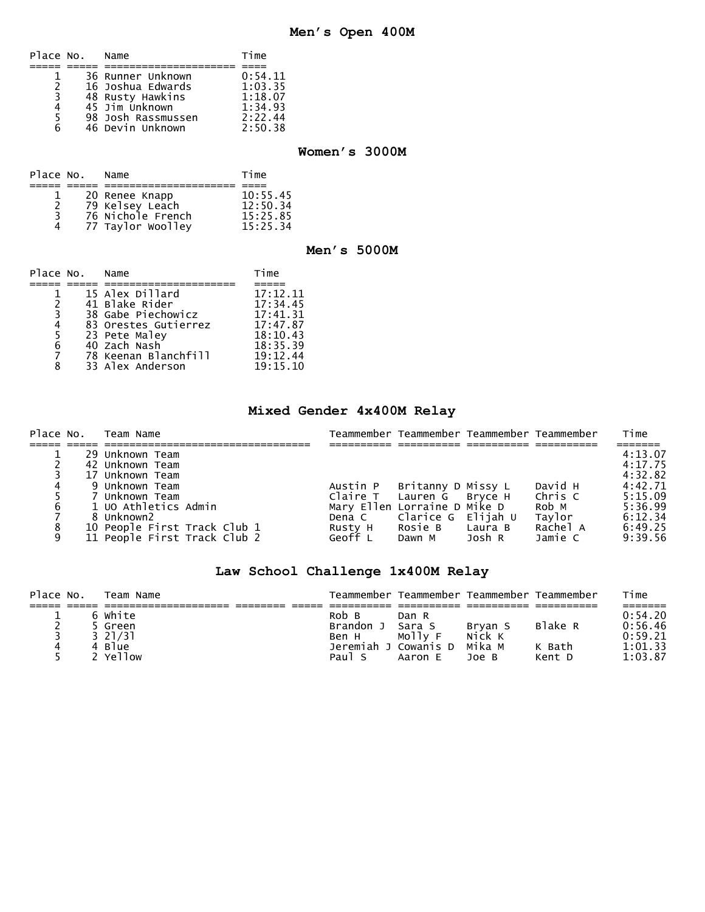## Men's Open 400M

| Place | No. | Name | Time |
|---|---|---|---|
| 1 | 36 | Runner Unknown | 0:54.11 |
| 2 | 16 | Joshua Edwards | 1:03.35 |
| 3 | 48 | Rusty Hawkins | 1:18.07 |
| 4 | 45 | Jim Unknown | 1:34.93 |
| 5 | 98 | Josh Rassmussen | 2:22.44 |
| 6 | 46 | Devin Unknown | 2:50.38 |

## Women's 3000M

| Place | No. | Name | Time |
|---|---|---|---|
| 1 | 20 | Renee Knapp | 10:55.45 |
| 2 | 79 | Kelsey Leach | 12:50.34 |
| 3 | 76 | Nichole French | 15:25.85 |
| 4 | 77 | Taylor Woolley | 15:25.34 |

## Men's 5000M

| Place | No. | Name | Time |
|---|---|---|---|
| 1 | 15 | Alex Dillard | 17:12.11 |
| 2 | 41 | Blake Rider | 17:34.45 |
| 3 | 38 | Gabe Piechowicz | 17:41.31 |
| 4 | 83 | Orestes Gutierrez | 17:47.87 |
| 5 | 23 | Pete Maley | 18:10.43 |
| 6 | 40 | Zach Nash | 18:35.39 |
| 7 | 78 | Keenan Blanchfill | 19:12.44 |
| 8 | 33 | Alex Anderson | 19:15.10 |

## Mixed Gender 4x400M Relay

| Place | No. | Team Name | Teammember | Teammember | Teammember | Teammember | Time |
|---|---|---|---|---|---|---|---|
| 1 | 29 | Unknown Team | | | | | 4:13.07 |
| 2 | 42 | Unknown Team | | | | | 4:17.75 |
| 3 | 17 | Unknown Team | | | | | 4:32.82 |
| 4 | 9 | Unknown Team | Austin P | Britanny D | Missy L | David H | 4:42.71 |
| 5 | 7 | Unknown Team | Claire T | Lauren G | Bryce H | Chris C | 5:15.09 |
| 6 | 1 | UO Athletics Admin | Mary Ellen | Lorraine D | Mike D | Rob M | 5:36.99 |
| 7 | 8 | Unknown2 | Dena C | Clarice G | Elijah U | Taylor | 6:12.34 |
| 8 | 10 | People First Track Club 1 | Rusty H | Rosie B | Laura B | Rachel A | 6:49.25 |
| 9 | 11 | People First Track Club 2 | Geoff L | Dawn M | Josh R | Jamie C | 9:39.56 |

## Law School Challenge 1x400M Relay

| Place | No. | Team Name | Teammember | Teammember | Teammember | Teammember | Time |
|---|---|---|---|---|---|---|---|
| 1 | 6 | White | Rob B | Dan R | | | 0:54.20 |
| 2 | 5 | Green | Brandon J | Sara S | Bryan S | Blake R | 0:56.46 |
| 3 | 3 | 21/31 | Ben H | Molly F | Nick K | | 0:59.21 |
| 4 | 4 | Blue | Jeremiah J | Cowanis D | Mika M | K Bath | 1:01.33 |
| 5 | 2 | Yellow | Paul S | Aaron E | Joe B | Kent D | 1:03.87 |